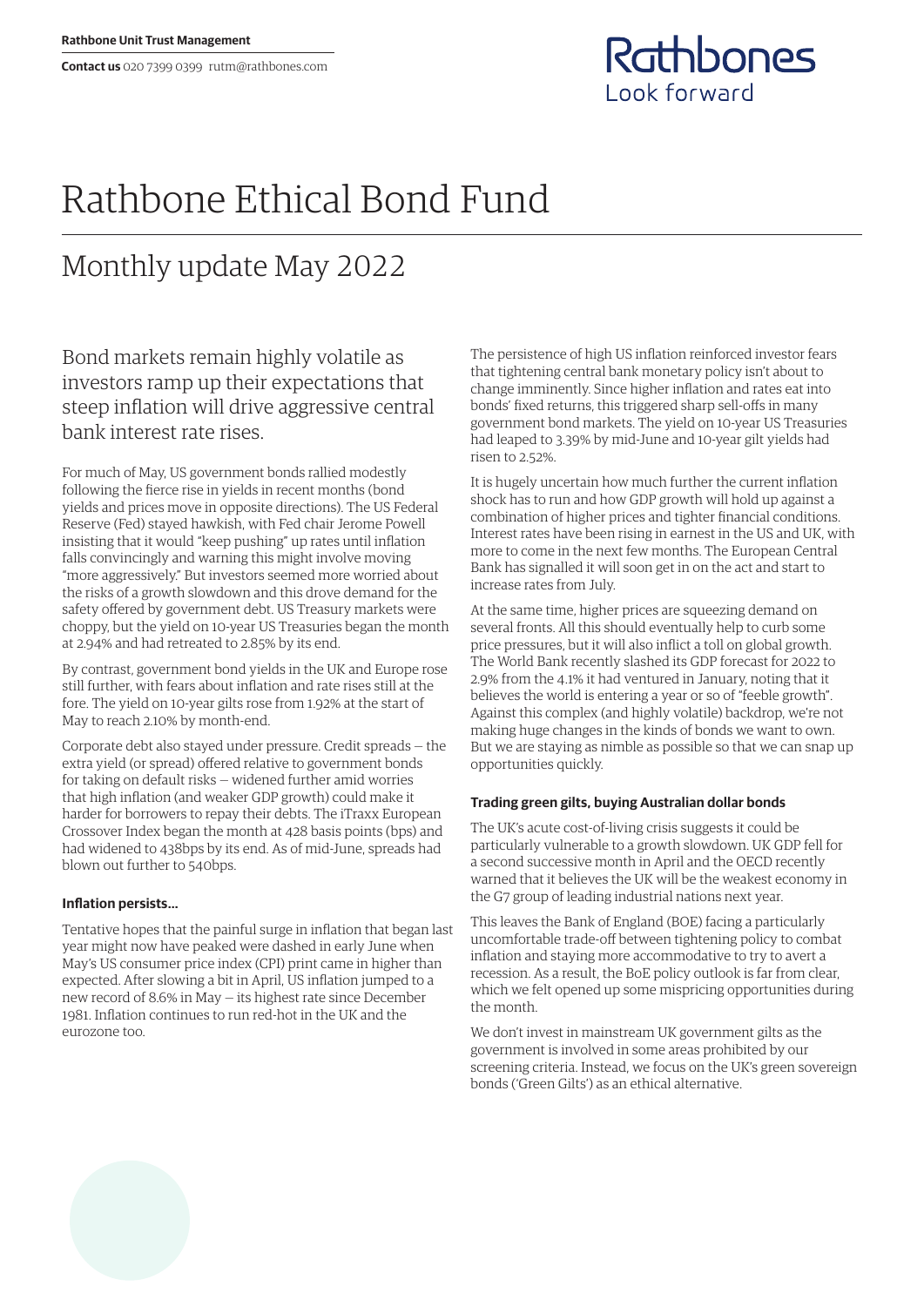Rathbone Unit Trust Management

**Contact us** 020 7399 0399 rutm@rathbones.com

# Rathbone Ethical Bond Fund

## Monthly update May 2022

### Bond markets remain highly volatile as investors ramp up their expectations that steep inflation will drive aggressive central bank interest rate rises.

For much of May, US government bonds rallied modestly following the fierce rise in yields in recent months (bond yields and prices move in opposite directions). The US Federal Reserve (Fed) stayed hawkish, with Fed chair Jerome Powell insisting that it would "keep pushing" up rates until inflation falls convincingly and warning this might involve moving "more aggressively." But investors seemed more worried about the risks of a growth slowdown and this drove demand for the safety offered by government debt. US Treasury markets were choppy, but the yield on 10-year US Treasuries began the month at 2.94% and had retreated to 2.85% by its end.

By contrast, government bond yields in the UK and Europe rose still further, with fears about inflation and rate rises still at the fore. The yield on 10-year gilts rose from 1.92% at the start of May to reach 2.10% by month-end.

Corporate debt also stayed under pressure. Credit spreads — the extra yield (or spread) offered relative to government bonds for taking on default risks — widened further amid worries that high inflation (and weaker GDP growth) could make it harder for borrowers to repay their debts. The iTraxx European Crossover Index began the month at 428 basis points (bps) and had widened to 438bps by its end. As of mid-June, spreads had blown out further to 540bps.

**Inflation persists…**

Tentative hopes that the painful surge in inflation that began last year might now have peaked were dashed in early June when May's US consumer price index (CPI) print came in higher than expected. After slowing a bit in April, US inflation jumped to a new record of 8.6% in May — its highest rate since December 1981. Inflation continues to run red-hot in the UK and the eurozone too.

The persistence of high US inflation reinforced investor fears that tightening central bank monetary policy isn't about to change imminently. Since higher inflation and rates eat into bonds' fixed returns, this triggered sharp sell-offs in many government bond markets. The yield on 10-year US Treasuries had leaped to 3.39% by mid-June and 10-year gilt yields had risen to 2.52%.

It is hugely uncertain how much further the current inflation shock has to run and how GDP growth will hold up against a combination of higher prices and tighter financial conditions. Interest rates have been rising in earnest in the US and UK, with more to come in the next few months. The European Central Bank has signalled it will soon get in on the act and start to increase rates from July.

At the same time, higher prices are squeezing demand on several fronts. All this should eventually help to curb some price pressures, but it will also inflict a toll on global growth. The World Bank recently slashed its GDP forecast for 2022 to 2.9% from the 4.1% it had ventured in January, noting that it believes the world is entering a year or so of "feeble growth". Against this complex (and highly volatile) backdrop, we're not making huge changes in the kinds of bonds we want to own. But we are staying as nimble as possible so that we can snap up opportunities quickly.

**Trading green gilts, buying Australian dollar bonds**

The UK's acute cost-of-living crisis suggests it could be particularly vulnerable to a growth slowdown. UK GDP fell for a second successive month in April and the OECD recently warned that it believes the UK will be the weakest economy in the G7 group of leading industrial nations next year.

This leaves the Bank of England (BOE) facing a particularly uncomfortable trade-off between tightening policy to combat inflation and staying more accommodative to try to avert a recession. As a result, the BoE policy outlook is far from clear, which we felt opened up some mispricing opportunities during the month.

We don't invest in mainstream UK government gilts as the government is involved in some areas prohibited by our screening criteria. Instead, we focus on the UK's green sovereign bonds ('Green Gilts') as an ethical alternative.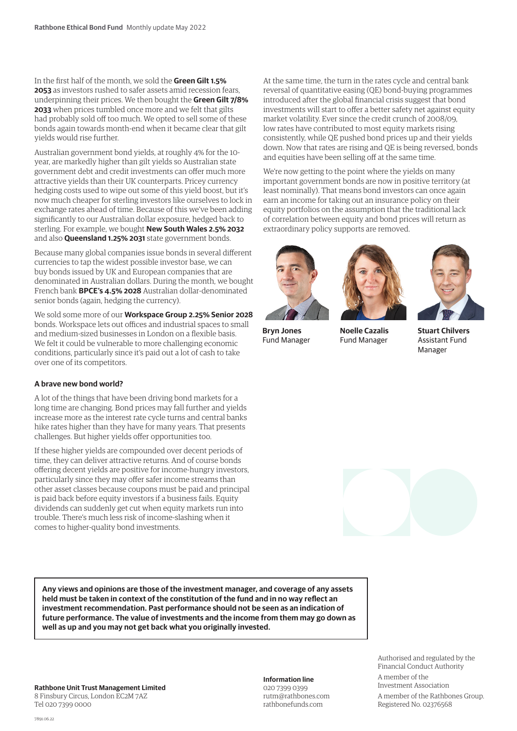In the first half of the month, we sold the **Green Gilt 1.5% 2053** as investors rushed to safer assets amid recession fears, underpinning their prices. We then bought the **Green Gilt 7/8% 2033** when prices tumbled once more and we felt that gilts had probably sold off too much. We opted to sell some of these bonds again towards month-end when it became clear that gilt yields would rise further.

Australian government bond yields, at roughly 4% for the 10-year, are markedly higher than gilt yields so Australian state government debt and credit investments can offer much more attractive yields than their UK counterparts. Pricey currency hedging costs used to wipe out some of this yield boost, but it's now much cheaper for sterling investors like ourselves to lock in exchange rates ahead of time. Because of this we've been adding significantly to our Australian dollar exposure, hedged back to sterling. For example, we bought **New South Wales 2.5% 2032** and also **Queensland 1.25% 2031** state government bonds.

Because many global companies issue bonds in several different currencies to tap the widest possible investor base, we can buy bonds issued by UK and European companies that are denominated in Australian dollars. During the month, we bought French bank **BPCE's 4.5% 2028** Australian dollar-denominated senior bonds (again, hedging the currency).

We sold some more of our **Workspace Group 2.25% Senior 2028** bonds. Workspace lets out offices and industrial spaces to small and medium-sized businesses in London on a flexible basis. We felt it could be vulnerable to more challenging economic conditions, particularly since it's paid out a lot of cash to take over one of its competitors.

**A brave new bond world?**

A lot of the things that have been driving bond markets for a long time are changing. Bond prices may fall further and yields increase more as the interest rate cycle turns and central banks hike rates higher than they have for many years. That presents challenges. But higher yields offer opportunities too.

If these higher yields are compounded over decent periods of time, they can deliver attractive returns. And of course bonds offering decent yields are positive for income-hungry investors, particularly since they may offer safer income streams than other asset classes because coupons must be paid and principal is paid back before equity investors if a business fails. Equity dividends can suddenly get cut when equity markets run into trouble. There's much less risk of income-slashing when it comes to higher-quality bond investments.

At the same time, the turn in the rates cycle and central bank reversal of quantitative easing (QE) bond-buying programmes introduced after the global financial crisis suggest that bond investments will start to offer a better safety net against equity market volatility. Ever since the credit crunch of 2008/09, low rates have contributed to most equity markets rising consistently, while QE pushed bond prices up and their yields down. Now that rates are rising and QE is being reversed, bonds and equities have been selling off at the same time.

We're now getting to the point where the yields on many important government bonds are now in positive territory (at least nominally). That means bond investors can once again earn an income for taking out an insurance policy on their equity portfolios on the assumption that the traditional lack of correlation between equity and bond prices will return as extraordinary policy supports are removed.

**Bryn Jones**
Fund Manager

**Noelle Cazalis**
Fund Manager

**Stuart Chilvers**
Assistant Fund Manager

**Any views and opinions are those of the investment manager, and coverage of any assets held must be taken in context of the constitution of the fund and in no way reflect an investment recommendation. Past performance should not be seen as an indication of future performance. The value of investments and the income from them may go down as well as up and you may not get back what you originally invested.**

**Rathbone Unit Trust Management Limited**
8 Finsbury Circus, London EC2M 7AZ
Tel 020 7399 0000

**Information line**
020 7399 0399
rutm@rathbones.com
rathbonefunds.com

Authorised and regulated by the Financial Conduct Authority

A member of the Investment Association

A member of the Rathbones Group. Registered No. 02376568

7891.06.22